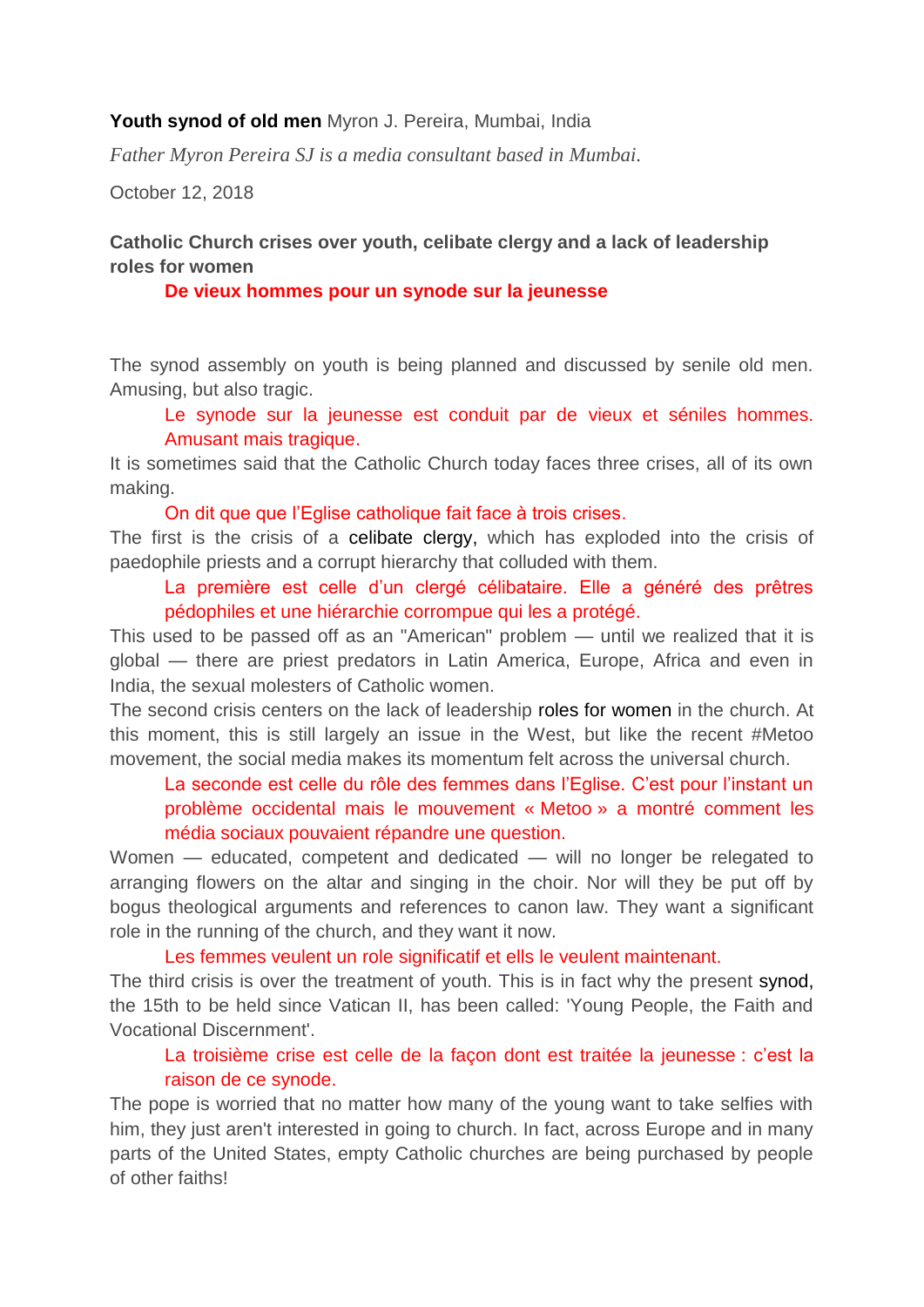**Youth synod of old men** Myron J. Pereira, Mumbai, India

*Father Myron Pereira SJ is a media consultant based in Mumbai.*

October 12, 2018

**Catholic Church crises over youth, celibate clergy and a lack of leadership roles for women**

> **De vieux hommes pour un synode sur la jeunesse**

The synod assembly on youth is being planned and discussed by senile old men. Amusing, but also tragic.

> Le synode sur la jeunesse est conduit par de vieux et séniles hommes. Amusant mais tragique.

It is sometimes said that the Catholic Church today faces three crises, all of its own making.

> On dit que que l'Eglise catholique fait face à trois crises.

The first is the crisis of a celibate clergy, which has exploded into the crisis of paedophile priests and a corrupt hierarchy that colluded with them.

> La première est celle d'un clergé célibataire. Elle a généré des prêtres pédophiles et une hiérarchie corrompue qui les a protégé.

This used to be passed off as an "American" problem — until we realized that it is global — there are priest predators in Latin America, Europe, Africa and even in India, the sexual molesters of Catholic women.

The second crisis centers on the lack of leadership roles for women in the church. At this moment, this is still largely an issue in the West, but like the recent #Metoo movement, the social media makes its momentum felt across the universal church.

> La seconde est celle du rôle des femmes dans l'Eglise. C'est pour l'instant un problème occidental mais le mouvement « Metoo » a montré comment les média sociaux pouvaient répandre une question.

Women — educated, competent and dedicated — will no longer be relegated to arranging flowers on the altar and singing in the choir. Nor will they be put off by bogus theological arguments and references to canon law. They want a significant role in the running of the church, and they want it now.

> Les femmes veulent un role significatif et ells le veulent maintenant.

The third crisis is over the treatment of youth. This is in fact why the present synod, the 15th to be held since Vatican II, has been called: 'Young People, the Faith and Vocational Discernment'.

> La troisième crise est celle de la façon dont est traitée la jeunesse : c'est la raison de ce synode.

The pope is worried that no matter how many of the young want to take selfies with him, they just aren't interested in going to church. In fact, across Europe and in many parts of the United States, empty Catholic churches are being purchased by people of other faiths!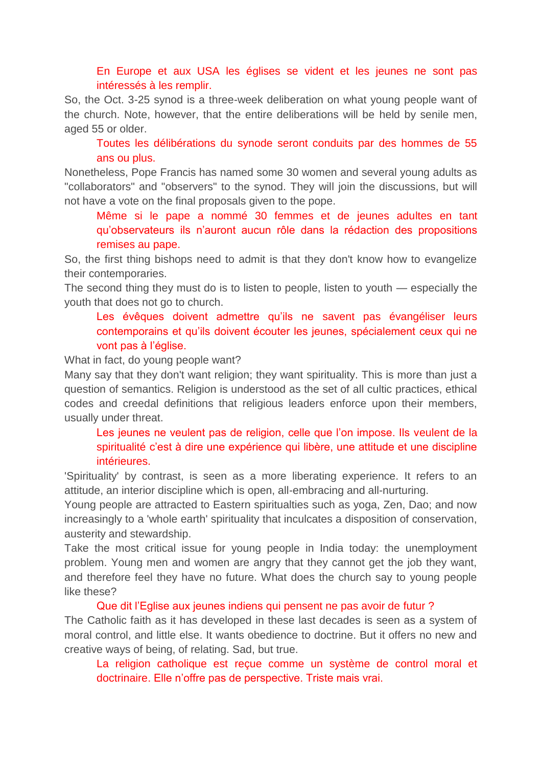> En Europe et aux USA les églises se vident et les jeunes ne sont pas intéressés à les remplir.

So, the Oct. 3-25 synod is a three-week deliberation on what young people want of the church. Note, however, that the entire deliberations will be held by senile men, aged 55 or older.

> Toutes les délibérations du synode seront conduits par des hommes de 55 ans ou plus.

Nonetheless, Pope Francis has named some 30 women and several young adults as "collaborators" and "observers" to the synod. They will join the discussions, but will not have a vote on the final proposals given to the pope.

> Même si le pape a nommé 30 femmes et de jeunes adultes en tant qu'observateurs ils n'auront aucun rôle dans la rédaction des propositions remises au pape.

So, the first thing bishops need to admit is that they don't know how to evangelize their contemporaries.

The second thing they must do is to listen to people, listen to youth — especially the youth that does not go to church.

> Les évêques doivent admettre qu'ils ne savent pas évangéliser leurs contemporains et qu'ils doivent écouter les jeunes, spécialement ceux qui ne vont pas à l'église.

What in fact, do young people want?

Many say that they don't want religion; they want spirituality. This is more than just a question of semantics. Religion is understood as the set of all cultic practices, ethical codes and creedal definitions that religious leaders enforce upon their members, usually under threat.

> Les jeunes ne veulent pas de religion, celle que l'on impose. Ils veulent de la spiritualité c'est à dire une expérience qui libère, une attitude et une discipline intérieures.

'Spirituality' by contrast, is seen as a more liberating experience. It refers to an attitude, an interior discipline which is open, all-embracing and all-nurturing.

Young people are attracted to Eastern spiritualties such as yoga, Zen, Dao; and now increasingly to a 'whole earth' spirituality that inculcates a disposition of conservation, austerity and stewardship.

Take the most critical issue for young people in India today: the unemployment problem. Young men and women are angry that they cannot get the job they want, and therefore feel they have no future. What does the church say to young people like these?

> Que dit l'Eglise aux jeunes indiens qui pensent ne pas avoir de futur ?

The Catholic faith as it has developed in these last decades is seen as a system of moral control, and little else. It wants obedience to doctrine. But it offers no new and creative ways of being, of relating. Sad, but true.

> La religion catholique est reçue comme un système de control moral et doctrinaire. Elle n'offre pas de perspective. Triste mais vrai.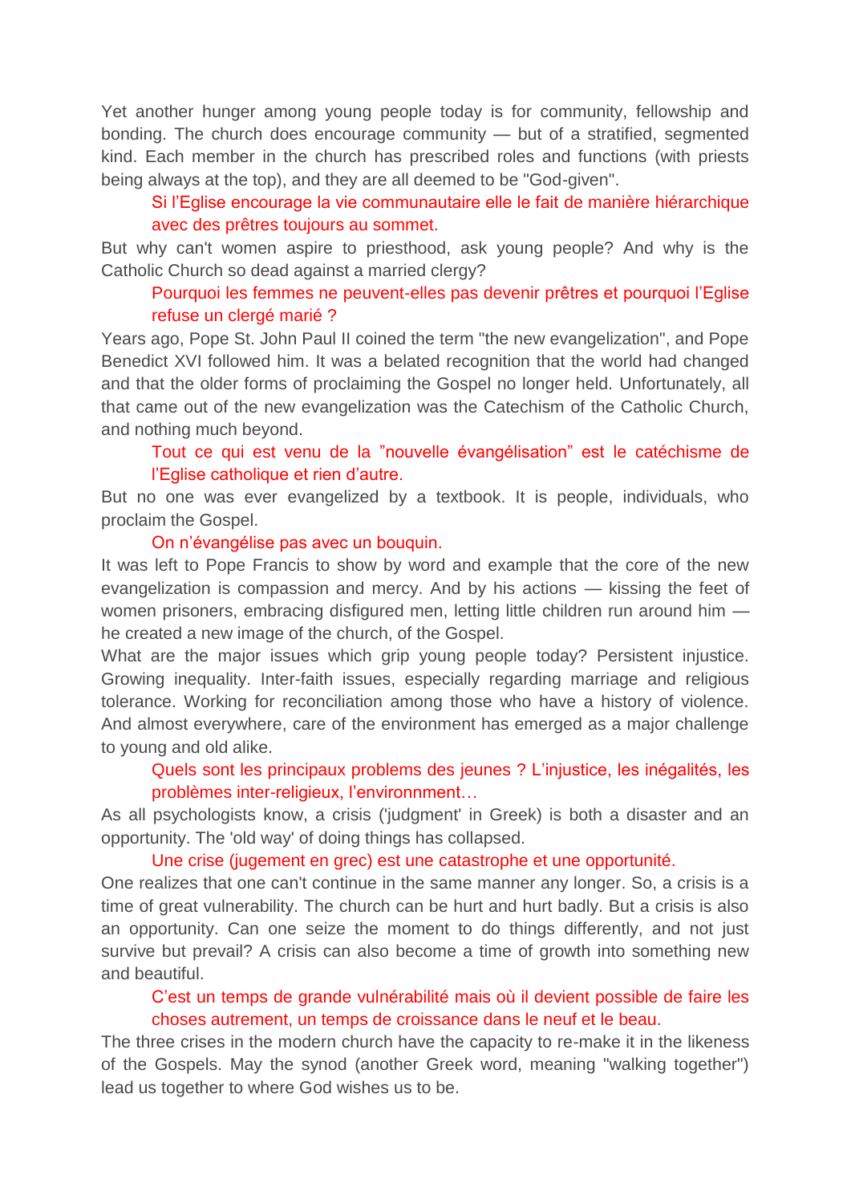Yet another hunger among young people today is for community, fellowship and bonding. The church does encourage community — but of a stratified, segmented kind. Each member in the church has prescribed roles and functions (with priests being always at the top), and they are all deemed to be "God-given".

> Si l'Eglise encourage la vie communautaire elle le fait de manière hiérarchique avec des prêtres toujours au sommet.

But why can't women aspire to priesthood, ask young people? And why is the Catholic Church so dead against a married clergy?

> Pourquoi les femmes ne peuvent-elles pas devenir prêtres et pourquoi l'Eglise refuse un clergé marié ?

Years ago, Pope St. John Paul II coined the term "the new evangelization", and Pope Benedict XVI followed him. It was a belated recognition that the world had changed and that the older forms of proclaiming the Gospel no longer held. Unfortunately, all that came out of the new evangelization was the Catechism of the Catholic Church, and nothing much beyond.

> Tout ce qui est venu de la "nouvelle évangélisation" est le catéchisme de l'Eglise catholique et rien d'autre.

But no one was ever evangelized by a textbook. It is people, individuals, who proclaim the Gospel.

> On n'évangélise pas avec un bouquin.

It was left to Pope Francis to show by word and example that the core of the new evangelization is compassion and mercy. And by his actions — kissing the feet of women prisoners, embracing disfigured men, letting little children run around him — he created a new image of the church, of the Gospel.

What are the major issues which grip young people today? Persistent injustice. Growing inequality. Inter-faith issues, especially regarding marriage and religious tolerance. Working for reconciliation among those who have a history of violence. And almost everywhere, care of the environment has emerged as a major challenge to young and old alike.

> Quels sont les principaux problems des jeunes ? L'injustice, les inégalités, les problèmes inter-religieux, l'environnement…

As all psychologists know, a crisis ('judgment' in Greek) is both a disaster and an opportunity. The 'old way' of doing things has collapsed.

> Une crise (jugement en grec) est une catastrophe et une opportunité.

One realizes that one can't continue in the same manner any longer. So, a crisis is a time of great vulnerability. The church can be hurt and hurt badly. But a crisis is also an opportunity. Can one seize the moment to do things differently, and not just survive but prevail? A crisis can also become a time of growth into something new and beautiful.

> C'est un temps de grande vulnérabilité mais où il devient possible de faire les choses autrement, un temps de croissance dans le neuf et le beau.

The three crises in the modern church have the capacity to re-make it in the likeness of the Gospels. May the synod (another Greek word, meaning "walking together") lead us together to where God wishes us to be.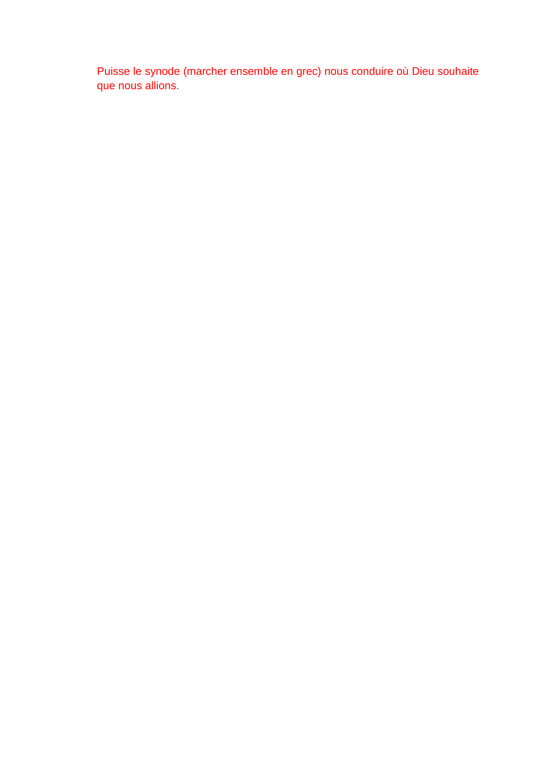Puisse le synode (marcher ensemble en grec) nous conduire où Dieu souhaite que nous allions.